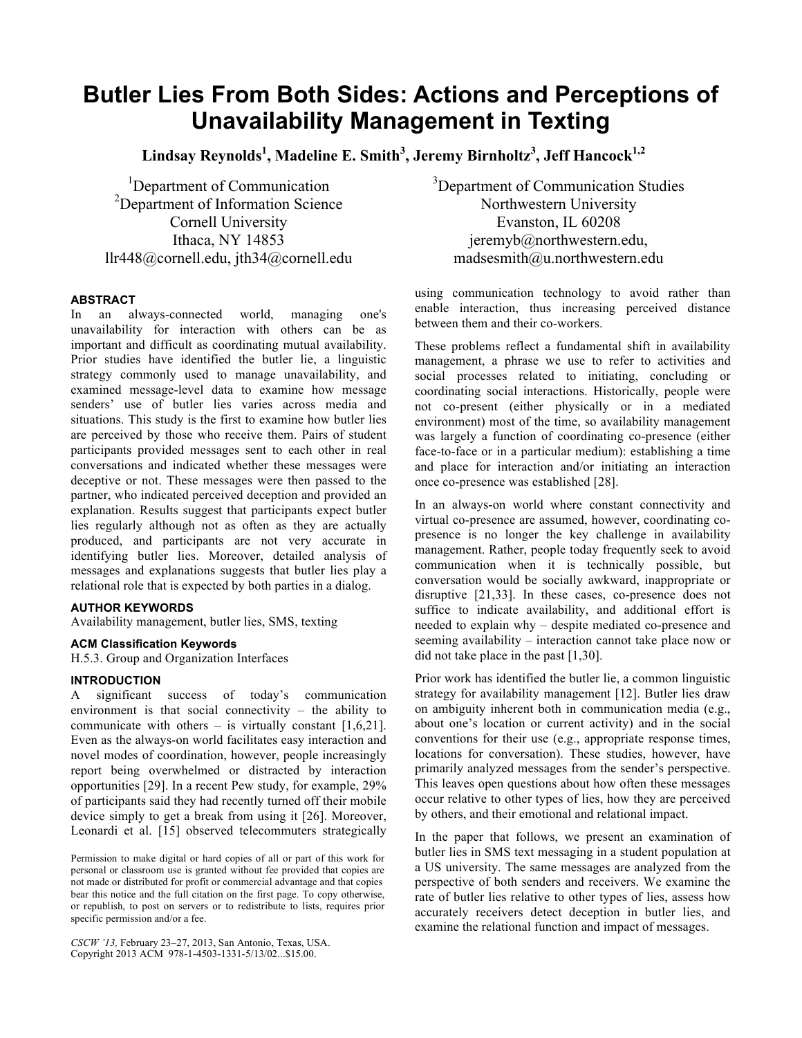# Butler Lies From Both Sides: Actions and Perceptions of Unavailability Management in Texting

**Lindsay Reynolds[1], Madeline E. Smith[3], Jeremy Birnholtz[3], Jeff Hancock[1,2]**

[1]Department of Communication
[2]Department of Information Science
Cornell University
Ithaca, NY 14853
llr448@cornell.edu, jth34@cornell.edu

[3]Department of Communication Studies
Northwestern University
Evanston, IL 60208
jeremyb@northwestern.edu,
madsesmith@u.northwestern.edu

## ABSTRACT

In an always-connected world, managing one's unavailability for interaction with others can be as important and difficult as coordinating mutual availability. Prior studies have identified the butler lie, a linguistic strategy commonly used to manage unavailability, and examined message-level data to examine how message senders' use of butler lies varies across media and situations. This study is the first to examine how butler lies are perceived by those who receive them. Pairs of student participants provided messages sent to each other in real conversations and indicated whether these messages were deceptive or not. These messages were then passed to the partner, who indicated perceived deception and provided an explanation. Results suggest that participants expect butler lies regularly although not as often as they are actually produced, and participants are not very accurate in identifying butler lies. Moreover, detailed analysis of messages and explanations suggests that butler lies play a relational role that is expected by both parties in a dialog.

## AUTHOR KEYWORDS

Availability management, butler lies, SMS, texting

## ACM Classification Keywords

H.5.3. Group and Organization Interfaces

## INTRODUCTION

A significant success of today's communication environment is that social connectivity – the ability to communicate with others – is virtually constant [1,6,21]. Even as the always-on world facilitates easy interaction and novel modes of coordination, however, people increasingly report being overwhelmed or distracted by interaction opportunities [29]. In a recent Pew study, for example, 29% of participants said they had recently turned off their mobile device simply to get a break from using it [26]. Moreover, Leonardi et al. [15] observed telecommuters strategically using communication technology to avoid rather than enable interaction, thus increasing perceived distance between them and their co-workers.

These problems reflect a fundamental shift in availability management, a phrase we use to refer to activities and social processes related to initiating, concluding or coordinating social interactions. Historically, people were not co-present (either physically or in a mediated environment) most of the time, so availability management was largely a function of coordinating co-presence (either face-to-face or in a particular medium): establishing a time and place for interaction and/or initiating an interaction once co-presence was established [28].

In an always-on world where constant connectivity and virtual co-presence are assumed, however, coordinating co-presence is no longer the key challenge in availability management. Rather, people today frequently seek to avoid communication when it is technically possible, but conversation would be socially awkward, inappropriate or disruptive [21,33]. In these cases, co-presence does not suffice to indicate availability, and additional effort is needed to explain why – despite mediated co-presence and seeming availability – interaction cannot take place now or did not take place in the past [1,30].

Prior work has identified the butler lie, a common linguistic strategy for availability management [12]. Butler lies draw on ambiguity inherent both in communication media (e.g., about one's location or current activity) and in the social conventions for their use (e.g., appropriate response times, locations for conversation). These studies, however, have primarily analyzed messages from the sender's perspective. This leaves open questions about how often these messages occur relative to other types of lies, how they are perceived by others, and their emotional and relational impact.

In the paper that follows, we present an examination of butler lies in SMS text messaging in a student population at a US university. The same messages are analyzed from the perspective of both senders and receivers. We examine the rate of butler lies relative to other types of lies, assess how accurately receivers detect deception in butler lies, and examine the relational function and impact of messages.

Permission to make digital or hard copies of all or part of this work for personal or classroom use is granted without fee provided that copies are not made or distributed for profit or commercial advantage and that copies bear this notice and the full citation on the first page. To copy otherwise, or republish, to post on servers or to redistribute to lists, requires prior specific permission and/or a fee.

*CSCW '13,* February 23–27, 2013, San Antonio, Texas, USA.
Copyright 2013 ACM 978-1-4503-1331-5/13/02...$15.00.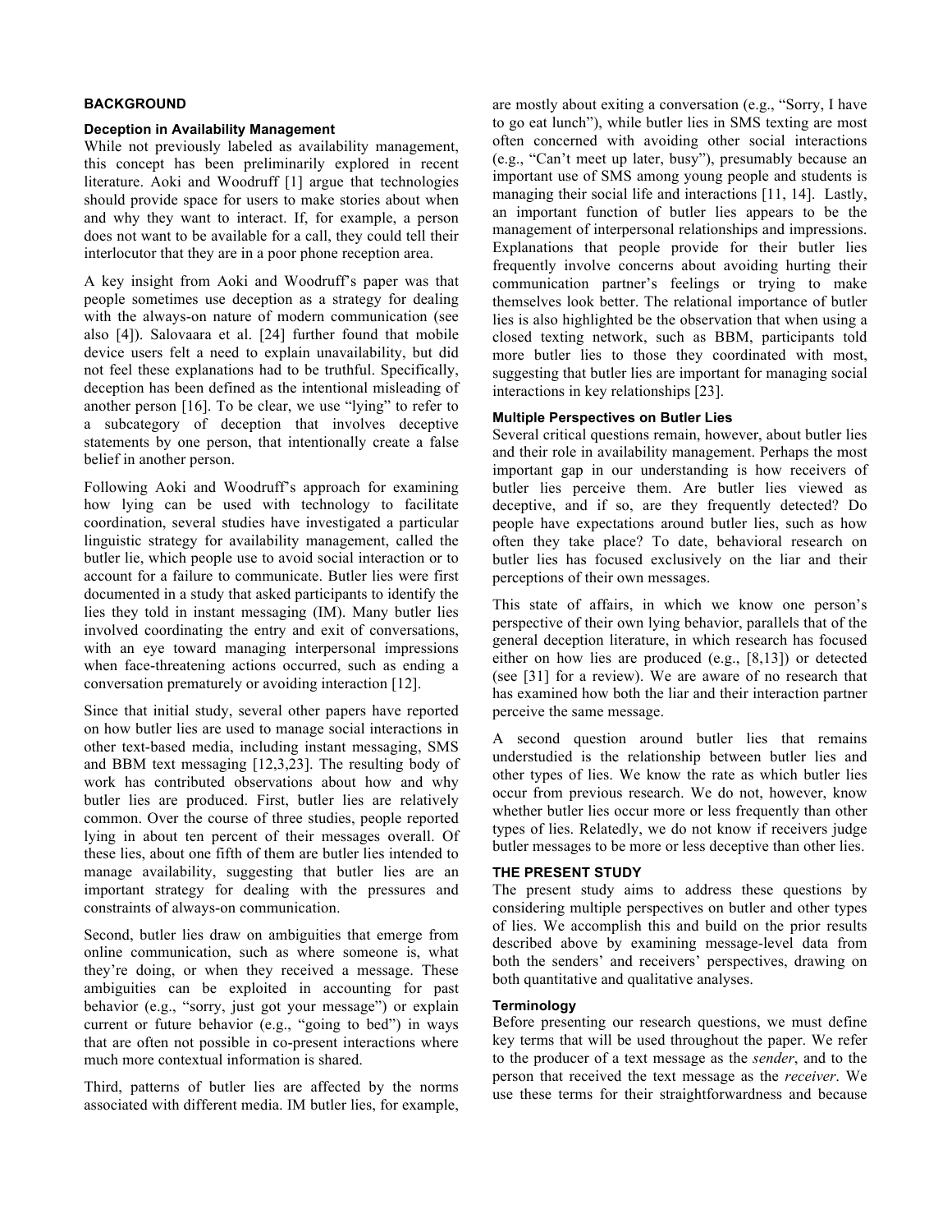## BACKGROUND

### Deception in Availability Management

While not previously labeled as availability management, this concept has been preliminarily explored in recent literature. Aoki and Woodruff [1] argue that technologies should provide space for users to make stories about when and why they want to interact. If, for example, a person does not want to be available for a call, they could tell their interlocutor that they are in a poor phone reception area.

A key insight from Aoki and Woodruff's paper was that people sometimes use deception as a strategy for dealing with the always-on nature of modern communication (see also [4]). Salovaara et al. [24] further found that mobile device users felt a need to explain unavailability, but did not feel these explanations had to be truthful. Specifically, deception has been defined as the intentional misleading of another person [16]. To be clear, we use "lying" to refer to a subcategory of deception that involves deceptive statements by one person, that intentionally create a false belief in another person.

Following Aoki and Woodruff's approach for examining how lying can be used with technology to facilitate coordination, several studies have investigated a particular linguistic strategy for availability management, called the butler lie, which people use to avoid social interaction or to account for a failure to communicate. Butler lies were first documented in a study that asked participants to identify the lies they told in instant messaging (IM). Many butler lies involved coordinating the entry and exit of conversations, with an eye toward managing interpersonal impressions when face-threatening actions occurred, such as ending a conversation prematurely or avoiding interaction [12].

Since that initial study, several other papers have reported on how butler lies are used to manage social interactions in other text-based media, including instant messaging, SMS and BBM text messaging [12,3,23]. The resulting body of work has contributed observations about how and why butler lies are produced. First, butler lies are relatively common. Over the course of three studies, people reported lying in about ten percent of their messages overall. Of these lies, about one fifth of them are butler lies intended to manage availability, suggesting that butler lies are an important strategy for dealing with the pressures and constraints of always-on communication.

Second, butler lies draw on ambiguities that emerge from online communication, such as where someone is, what they're doing, or when they received a message. These ambiguities can be exploited in accounting for past behavior (e.g., "sorry, just got your message") or explain current or future behavior (e.g., "going to bed") in ways that are often not possible in co-present interactions where much more contextual information is shared.

Third, patterns of butler lies are affected by the norms associated with different media. IM butler lies, for example, are mostly about exiting a conversation (e.g., "Sorry, I have to go eat lunch"), while butler lies in SMS texting are most often concerned with avoiding other social interactions (e.g., "Can't meet up later, busy"), presumably because an important use of SMS among young people and students is managing their social life and interactions [11, 14]. Lastly, an important function of butler lies appears to be the management of interpersonal relationships and impressions. Explanations that people provide for their butler lies frequently involve concerns about avoiding hurting their communication partner's feelings or trying to make themselves look better. The relational importance of butler lies is also highlighted be the observation that when using a closed texting network, such as BBM, participants told more butler lies to those they coordinated with most, suggesting that butler lies are important for managing social interactions in key relationships [23].

### Multiple Perspectives on Butler Lies

Several critical questions remain, however, about butler lies and their role in availability management. Perhaps the most important gap in our understanding is how receivers of butler lies perceive them. Are butler lies viewed as deceptive, and if so, are they frequently detected? Do people have expectations around butler lies, such as how often they take place? To date, behavioral research on butler lies has focused exclusively on the liar and their perceptions of their own messages.

This state of affairs, in which we know one person's perspective of their own lying behavior, parallels that of the general deception literature, in which research has focused either on how lies are produced (e.g., [8,13]) or detected (see [31] for a review). We are aware of no research that has examined how both the liar and their interaction partner perceive the same message.

A second question around butler lies that remains understudied is the relationship between butler lies and other types of lies. We know the rate as which butler lies occur from previous research. We do not, however, know whether butler lies occur more or less frequently than other types of lies. Relatedly, we do not know if receivers judge butler messages to be more or less deceptive than other lies.

## THE PRESENT STUDY

The present study aims to address these questions by considering multiple perspectives on butler and other types of lies. We accomplish this and build on the prior results described above by examining message-level data from both the senders' and receivers' perspectives, drawing on both quantitative and qualitative analyses.

### Terminology

Before presenting our research questions, we must define key terms that will be used throughout the paper. We refer to the producer of a text message as the *sender*, and to the person that received the text message as the *receiver*. We use these terms for their straightforwardness and because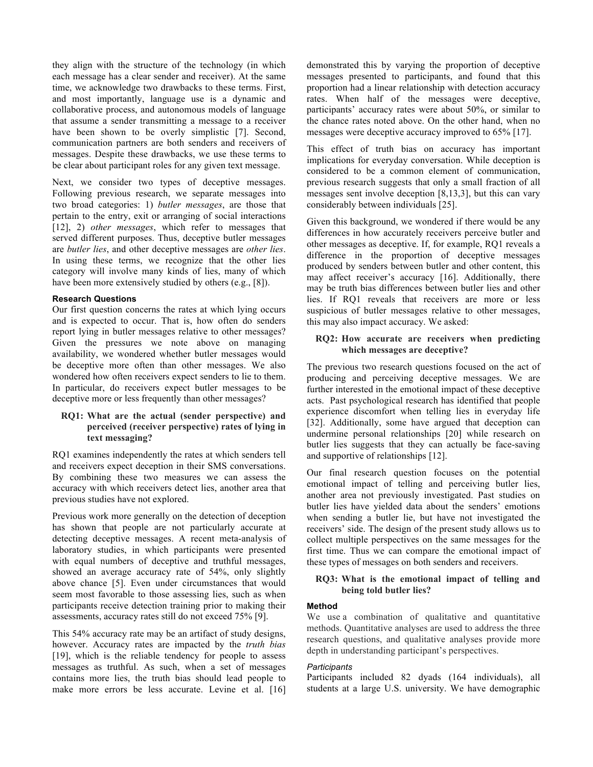they align with the structure of the technology (in which each message has a clear sender and receiver). At the same time, we acknowledge two drawbacks to these terms. First, and most importantly, language use is a dynamic and collaborative process, and autonomous models of language that assume a sender transmitting a message to a receiver have been shown to be overly simplistic [7]. Second, communication partners are both senders and receivers of messages. Despite these drawbacks, we use these terms to be clear about participant roles for any given text message.

Next, we consider two types of deceptive messages. Following previous research, we separate messages into two broad categories: 1) *butler messages*, are those that pertain to the entry, exit or arranging of social interactions [12], 2) *other messages*, which refer to messages that served different purposes. Thus, deceptive butler messages are *butler lies*, and other deceptive messages are *other lies*. In using these terms, we recognize that the other lies category will involve many kinds of lies, many of which have been more extensively studied by others (e.g., [8]).

#### Research Questions

Our first question concerns the rates at which lying occurs and is expected to occur. That is, how often do senders report lying in butler messages relative to other messages? Given the pressures we note above on managing availability, we wondered whether butler messages would be deceptive more often than other messages. We also wondered how often receivers expect senders to lie to them. In particular, do receivers expect butler messages to be deceptive more or less frequently than other messages?

**RQ1: What are the actual (sender perspective) and perceived (receiver perspective) rates of lying in text messaging?**

RQ1 examines independently the rates at which senders tell and receivers expect deception in their SMS conversations. By combining these two measures we can assess the accuracy with which receivers detect lies, another area that previous studies have not explored.

Previous work more generally on the detection of deception has shown that people are not particularly accurate at detecting deceptive messages. A recent meta-analysis of laboratory studies, in which participants were presented with equal numbers of deceptive and truthful messages, showed an average accuracy rate of 54%, only slightly above chance [5]. Even under circumstances that would seem most favorable to those assessing lies, such as when participants receive detection training prior to making their assessments, accuracy rates still do not exceed 75% [9].

This 54% accuracy rate may be an artifact of study designs, however. Accuracy rates are impacted by the *truth bias* [19], which is the reliable tendency for people to assess messages as truthful. As such, when a set of messages contains more lies, the truth bias should lead people to make more errors be less accurate. Levine et al. [16] demonstrated this by varying the proportion of deceptive messages presented to participants, and found that this proportion had a linear relationship with detection accuracy rates. When half of the messages were deceptive, participants' accuracy rates were about 50%, or similar to the chance rates noted above. On the other hand, when no messages were deceptive accuracy improved to 65% [17].

This effect of truth bias on accuracy has important implications for everyday conversation. While deception is considered to be a common element of communication, previous research suggests that only a small fraction of all messages sent involve deception [8,13,3], but this can vary considerably between individuals [25].

Given this background, we wondered if there would be any differences in how accurately receivers perceive butler and other messages as deceptive. If, for example, RQ1 reveals a difference in the proportion of deceptive messages produced by senders between butler and other content, this may affect receiver's accuracy [16]. Additionally, there may be truth bias differences between butler lies and other lies. If RQ1 reveals that receivers are more or less suspicious of butler messages relative to other messages, this may also impact accuracy. We asked:

**RQ2: How accurate are receivers when predicting which messages are deceptive?**

The previous two research questions focused on the act of producing and perceiving deceptive messages. We are further interested in the emotional impact of these deceptive acts. Past psychological research has identified that people experience discomfort when telling lies in everyday life [32]. Additionally, some have argued that deception can undermine personal relationships [20] while research on butler lies suggests that they can actually be face-saving and supportive of relationships [12].

Our final research question focuses on the potential emotional impact of telling and perceiving butler lies, another area not previously investigated. Past studies on butler lies have yielded data about the senders' emotions when sending a butler lie, but have not investigated the receivers' side. The design of the present study allows us to collect multiple perspectives on the same messages for the first time. Thus we can compare the emotional impact of these types of messages on both senders and receivers.

**RQ3: What is the emotional impact of telling and being told butler lies?**

#### Method

We use a combination of qualitative and quantitative methods. Quantitative analyses are used to address the three research questions, and qualitative analyses provide more depth in understanding participant's perspectives.

##### *Participants*

Participants included 82 dyads (164 individuals), all students at a large U.S. university. We have demographic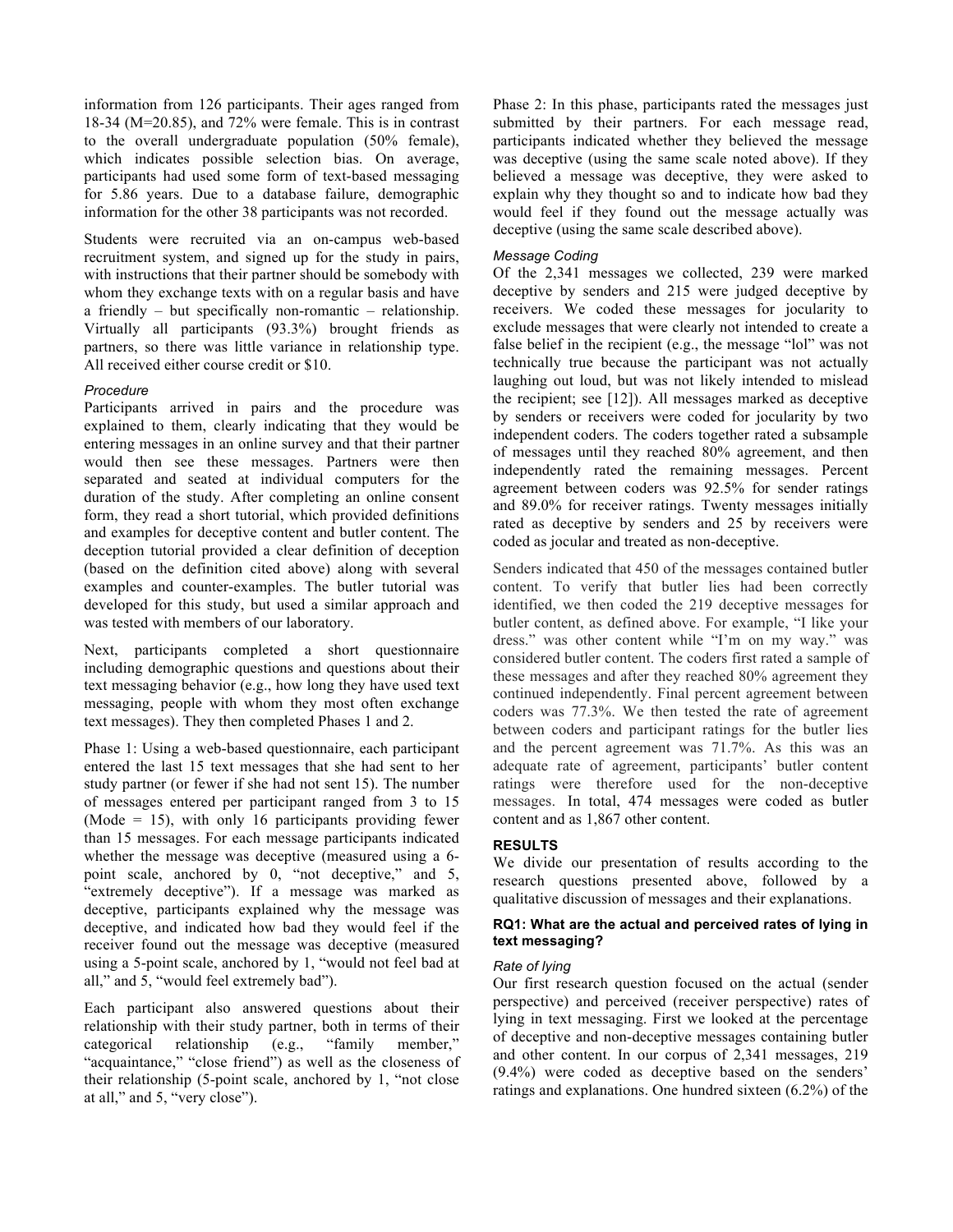information from 126 participants. Their ages ranged from 18-34 (M=20.85), and 72% were female. This is in contrast to the overall undergraduate population (50% female), which indicates possible selection bias. On average, participants had used some form of text-based messaging for 5.86 years. Due to a database failure, demographic information for the other 38 participants was not recorded.

Students were recruited via an on-campus web-based recruitment system, and signed up for the study in pairs, with instructions that their partner should be somebody with whom they exchange texts with on a regular basis and have a friendly – but specifically non-romantic – relationship. Virtually all participants (93.3%) brought friends as partners, so there was little variance in relationship type. All received either course credit or $10.

*Procedure*

Participants arrived in pairs and the procedure was explained to them, clearly indicating that they would be entering messages in an online survey and that their partner would then see these messages. Partners were then separated and seated at individual computers for the duration of the study. After completing an online consent form, they read a short tutorial, which provided definitions and examples for deceptive content and butler content. The deception tutorial provided a clear definition of deception (based on the definition cited above) along with several examples and counter-examples. The butler tutorial was developed for this study, but used a similar approach and was tested with members of our laboratory.

Next, participants completed a short questionnaire including demographic questions and questions about their text messaging behavior (e.g., how long they have used text messaging, people with whom they most often exchange text messages). They then completed Phases 1 and 2.

Phase 1: Using a web-based questionnaire, each participant entered the last 15 text messages that she had sent to her study partner (or fewer if she had not sent 15). The number of messages entered per participant ranged from 3 to 15 (Mode = 15), with only 16 participants providing fewer than 15 messages. For each message participants indicated whether the message was deceptive (measured using a 6-point scale, anchored by 0, "not deceptive," and 5, "extremely deceptive"). If a message was marked as deceptive, participants explained why the message was deceptive, and indicated how bad they would feel if the receiver found out the message was deceptive (measured using a 5-point scale, anchored by 1, "would not feel bad at all," and 5, "would feel extremely bad").

Each participant also answered questions about their relationship with their study partner, both in terms of their categorical relationship (e.g., "family member," "acquaintance," "close friend") as well as the closeness of their relationship (5-point scale, anchored by 1, "not close at all," and 5, "very close").

Phase 2: In this phase, participants rated the messages just submitted by their partners. For each message read, participants indicated whether they believed the message was deceptive (using the same scale noted above). If they believed a message was deceptive, they were asked to explain why they thought so and to indicate how bad they would feel if they found out the message actually was deceptive (using the same scale described above).

*Message Coding*

Of the 2,341 messages we collected, 239 were marked deceptive by senders and 215 were judged deceptive by receivers. We coded these messages for jocularity to exclude messages that were clearly not intended to create a false belief in the recipient (e.g., the message "lol" was not technically true because the participant was not actually laughing out loud, but was not likely intended to mislead the recipient; see [12]). All messages marked as deceptive by senders or receivers were coded for jocularity by two independent coders. The coders together rated a subsample of messages until they reached 80% agreement, and then independently rated the remaining messages. Percent agreement between coders was 92.5% for sender ratings and 89.0% for receiver ratings. Twenty messages initially rated as deceptive by senders and 25 by receivers were coded as jocular and treated as non-deceptive.

Senders indicated that 450 of the messages contained butler content. To verify that butler lies had been correctly identified, we then coded the 219 deceptive messages for butler content, as defined above. For example, "I like your dress." was other content while "I'm on my way." was considered butler content. The coders first rated a sample of these messages and after they reached 80% agreement they continued independently. Final percent agreement between coders was 77.3%. We then tested the rate of agreement between coders and participant ratings for the butler lies and the percent agreement was 71.7%. As this was an adequate rate of agreement, participants' butler content ratings were therefore used for the non-deceptive messages. In total, 474 messages were coded as butler content and as 1,867 other content.

## RESULTS

We divide our presentation of results according to the research questions presented above, followed by a qualitative discussion of messages and their explanations.

### RQ1: What are the actual and perceived rates of lying in text messaging?

*Rate of lying*

Our first research question focused on the actual (sender perspective) and perceived (receiver perspective) rates of lying in text messaging. First we looked at the percentage of deceptive and non-deceptive messages containing butler and other content. In our corpus of 2,341 messages, 219 (9.4%) were coded as deceptive based on the senders' ratings and explanations. One hundred sixteen (6.2%) of the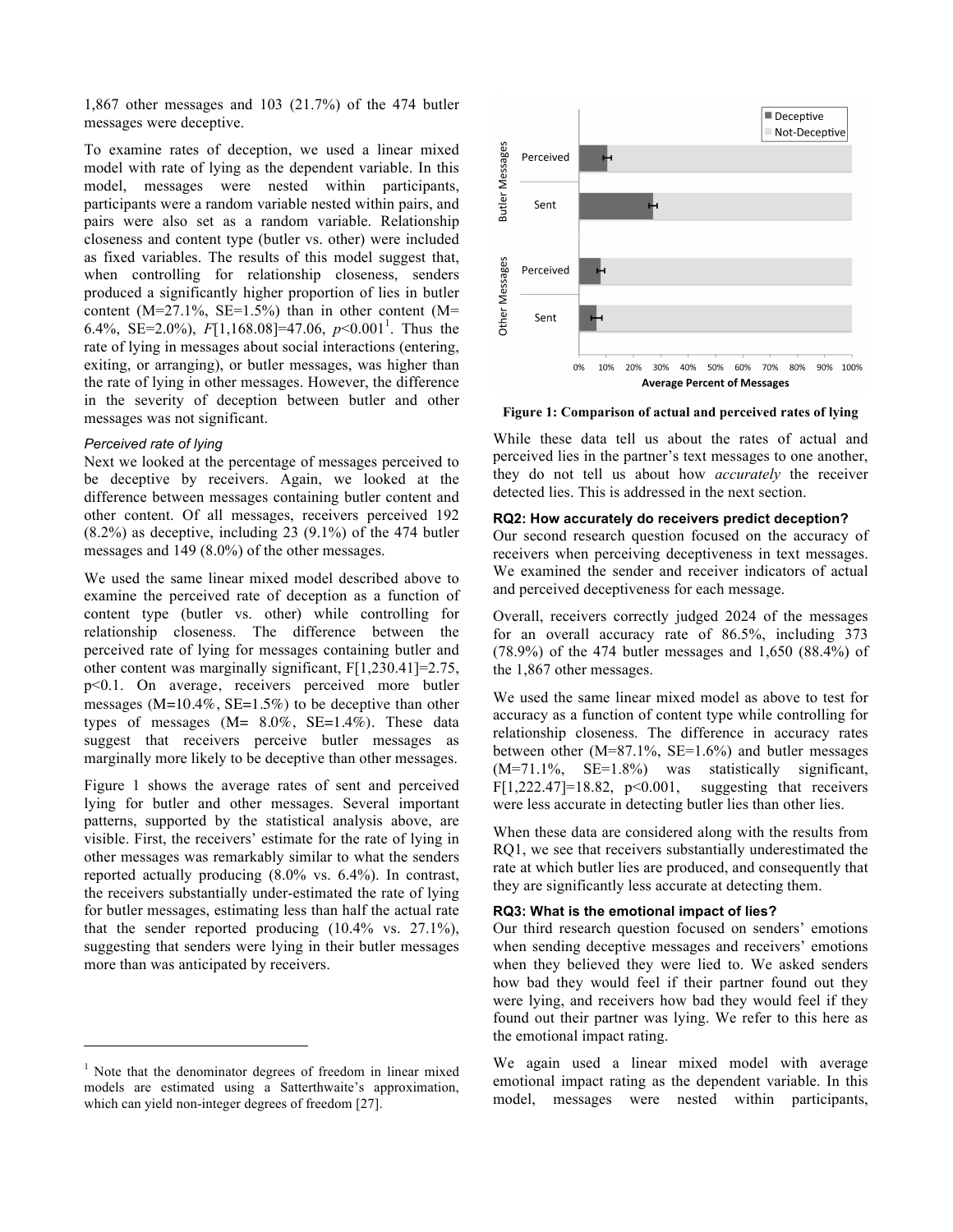1,867 other messages and 103 (21.7%) of the 474 butler messages were deceptive.

To examine rates of deception, we used a linear mixed model with rate of lying as the dependent variable. In this model, messages were nested within participants, participants were a random variable nested within pairs, and pairs were also set as a random variable. Relationship closeness and content type (butler vs. other) were included as fixed variables. The results of this model suggest that, when controlling for relationship closeness, senders produced a significantly higher proportion of lies in butler content (M=27.1%, SE=1.5%) than in other content (M= 6.4%, SE=2.0%), $F[1,168.08]=47.06$, $p<0.001$[1]. Thus the rate of lying in messages about social interactions (entering, exiting, or arranging), or butler messages, was higher than the rate of lying in other messages. However, the difference in the severity of deception between butler and other messages was not significant.

### *Perceived rate of lying*

Next we looked at the percentage of messages perceived to be deceptive by receivers. Again, we looked at the difference between messages containing butler content and other content. Of all messages, receivers perceived 192 (8.2%) as deceptive, including 23 (9.1%) of the 474 butler messages and 149 (8.0%) of the other messages.

We used the same linear mixed model described above to examine the perceived rate of deception as a function of content type (butler vs. other) while controlling for relationship closeness. The difference between the perceived rate of lying for messages containing butler and other content was marginally significant, $F[1,230.41]=2.75$, $p<0.1$. On average, receivers perceived more butler messages (M=10.4%, SE=1.5%) to be deceptive than other types of messages (M= 8.0%, SE=1.4%). These data suggest that receivers perceive butler messages as marginally more likely to be deceptive than other messages.

Figure 1 shows the average rates of sent and perceived lying for butler and other messages. Several important patterns, supported by the statistical analysis above, are visible. First, the receivers' estimate for the rate of lying in other messages was remarkably similar to what the senders reported actually producing (8.0% vs. 6.4%). In contrast, the receivers substantially under-estimated the rate of lying for butler messages, estimating less than half the actual rate that the sender reported producing (10.4% vs. 27.1%), suggesting that senders were lying in their butler messages more than was anticipated by receivers.

**Figure 1: Comparison of actual and perceived rates of lying**

While these data tell us about the rates of actual and perceived lies in the partner's text messages to one another, they do not tell us about how *accurately* the receiver detected lies. This is addressed in the next section.

### RQ2: How accurately do receivers predict deception?

Our second research question focused on the accuracy of receivers when perceiving deceptiveness in text messages. We examined the sender and receiver indicators of actual and perceived deceptiveness for each message.

Overall, receivers correctly judged 2024 of the messages for an overall accuracy rate of 86.5%, including 373 (78.9%) of the 474 butler messages and 1,650 (88.4%) of the 1,867 other messages.

We used the same linear mixed model as above to test for accuracy as a function of content type while controlling for relationship closeness. The difference in accuracy rates between other (M=87.1%, SE=1.6%) and butler messages (M=71.1%, SE=1.8%) was statistically significant, $F[1,222.47]=18.82$, $p<0.001$, suggesting that receivers were less accurate in detecting butler lies than other lies.

When these data are considered along with the results from RQ1, we see that receivers substantially underestimated the rate at which butler lies are produced, and consequently that they are significantly less accurate at detecting them.

### RQ3: What is the emotional impact of lies?

Our third research question focused on senders' emotions when sending deceptive messages and receivers' emotions when they believed they were lied to. We asked senders how bad they would feel if their partner found out they were lying, and receivers how bad they would feel if they found out their partner was lying. We refer to this here as the emotional impact rating.

We again used a linear mixed model with average emotional impact rating as the dependent variable. In this model, messages were nested within participants,

[1] Note that the denominator degrees of freedom in linear mixed models are estimated using a Satterthwaite's approximation, which can yield non-integer degrees of freedom [27].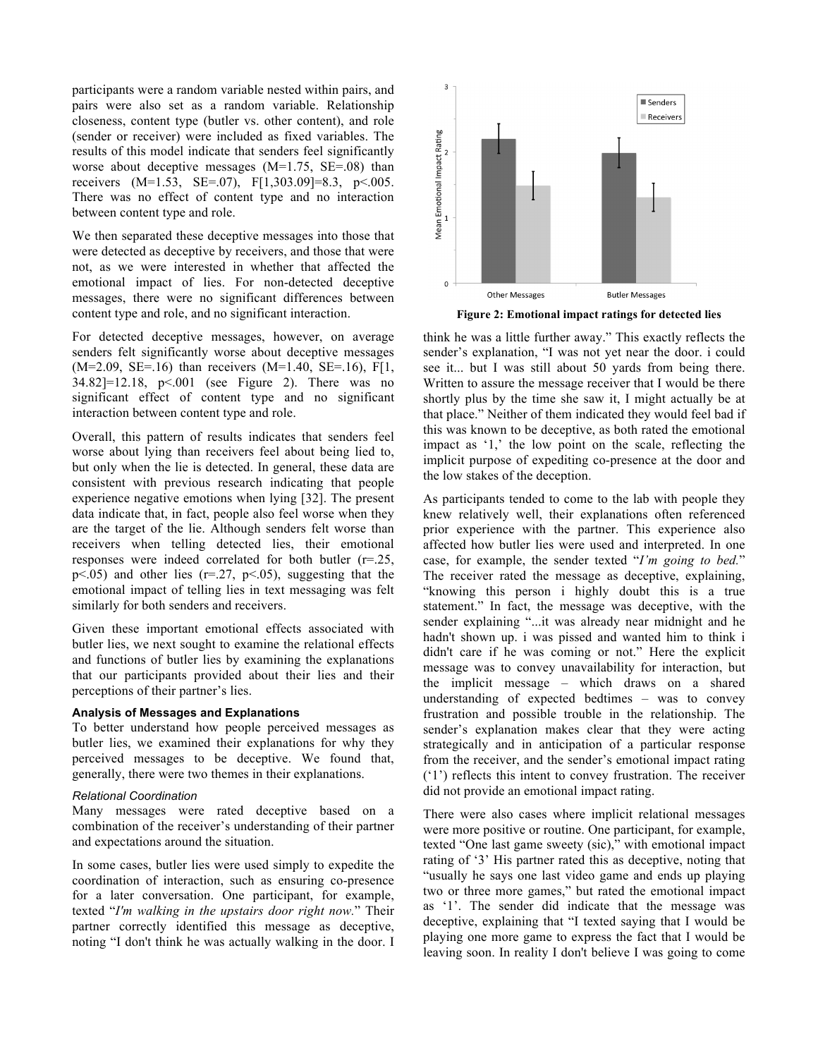participants were a random variable nested within pairs, and pairs were also set as a random variable. Relationship closeness, content type (butler vs. other content), and role (sender or receiver) were included as fixed variables. The results of this model indicate that senders feel significantly worse about deceptive messages ($M=1.75$, $SE=.08$) than receivers ($M=1.53$, $SE=.07$), $F[1,303.09]=8.3$, $p<.005$. There was no effect of content type and no interaction between content type and role.

We then separated these deceptive messages into those that were detected as deceptive by receivers, and those that were not, as we were interested in whether that affected the emotional impact of lies. For non-detected deceptive messages, there were no significant differences between content type and role, and no significant interaction.

For detected deceptive messages, however, on average senders felt significantly worse about deceptive messages ($M=2.09$, $SE=.16$) than receivers ($M=1.40$, $SE=.16$), $F[1, 34.82]=12.18$, $p<.001$ (see Figure 2). There was no significant effect of content type and no significant interaction between content type and role.

Overall, this pattern of results indicates that senders feel worse about lying than receivers feel about being lied to, but only when the lie is detected. In general, these data are consistent with previous research indicating that people experience negative emotions when lying [32]. The present data indicate that, in fact, people also feel worse when they are the target of the lie. Although senders felt worse than receivers when telling detected lies, their emotional responses were indeed correlated for both butler ($r=.25$, $p<.05$) and other lies ($r=.27$, $p<.05$), suggesting that the emotional impact of telling lies in text messaging was felt similarly for both senders and receivers.

Given these important emotional effects associated with butler lies, we next sought to examine the relational effects and functions of butler lies by examining the explanations that our participants provided about their lies and their perceptions of their partner's lies.

### Analysis of Messages and Explanations

To better understand how people perceived messages as butler lies, we examined their explanations for why they perceived messages to be deceptive. We found that, generally, there were two themes in their explanations.

#### *Relational Coordination*

Many messages were rated deceptive based on a combination of the receiver's understanding of their partner and expectations around the situation.

In some cases, butler lies were used simply to expedite the coordination of interaction, such as ensuring co-presence for a later conversation. One participant, for example, texted "*I'm walking in the upstairs door right now.*" Their partner correctly identified this message as deceptive, noting "I don't think he was actually walking in the door. I think he was a little further away." This exactly reflects the sender's explanation, "I was not yet near the door. i could see it... but I was still about 50 yards from being there. Written to assure the message receiver that I would be there shortly plus by the time she saw it, I might actually be at that place." Neither of them indicated they would feel bad if this was known to be deceptive, as both rated the emotional impact as '1,' the low point on the scale, reflecting the implicit purpose of expediting co-presence at the door and the low stakes of the deception.

**Figure 2: Emotional impact ratings for detected lies**

As participants tended to come to the lab with people they knew relatively well, their explanations often referenced prior experience with the partner. This experience also affected how butler lies were used and interpreted. In one case, for example, the sender texted "*I'm going to bed.*" The receiver rated the message as deceptive, explaining, "knowing this person i highly doubt this is a true statement." In fact, the message was deceptive, with the sender explaining "...it was already near midnight and he hadn't shown up. i was pissed and wanted him to think i didn't care if he was coming or not." Here the explicit message was to convey unavailability for interaction, but the implicit message – which draws on a shared understanding of expected bedtimes – was to convey frustration and possible trouble in the relationship. The sender's explanation makes clear that they were acting strategically and in anticipation of a particular response from the receiver, and the sender's emotional impact rating ('1') reflects this intent to convey frustration. The receiver did not provide an emotional impact rating.

There were also cases where implicit relational messages were more positive or routine. One participant, for example, texted "One last game sweety (sic)," with emotional impact rating of '3' His partner rated this as deceptive, noting that "usually he says one last video game and ends up playing two or three more games," but rated the emotional impact as '1'. The sender did indicate that the message was deceptive, explaining that "I texted saying that I would be playing one more game to express the fact that I would be leaving soon. In reality I don't believe I was going to come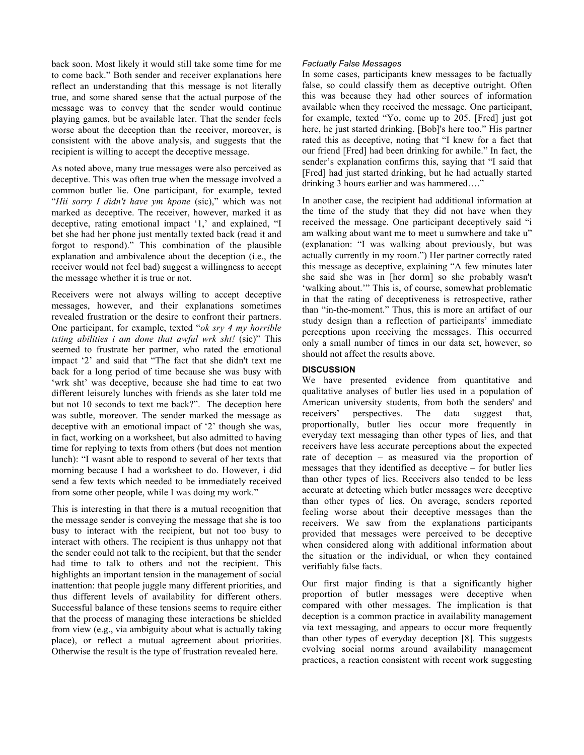back soon. Most likely it would still take some time for me to come back." Both sender and receiver explanations here reflect an understanding that this message is not literally true, and some shared sense that the actual purpose of the message was to convey that the sender would continue playing games, but be available later. That the sender feels worse about the deception than the receiver, moreover, is consistent with the above analysis, and suggests that the recipient is willing to accept the deceptive message.

As noted above, many true messages were also perceived as deceptive. This was often true when the message involved a common butler lie. One participant, for example, texted "*Hii sorry I didn't have ym hpone* (sic)," which was not marked as deceptive. The receiver, however, marked it as deceptive, rating emotional impact '1,' and explained, "I bet she had her phone just mentally texted back (read it and forgot to respond)." This combination of the plausible explanation and ambivalence about the deception (i.e., the receiver would not feel bad) suggest a willingness to accept the message whether it is true or not.

Receivers were not always willing to accept deceptive messages, however, and their explanations sometimes revealed frustration or the desire to confront their partners. One participant, for example, texted "*ok sry 4 my horrible txting abilities i am done that awful wrk sht!* (sic)" This seemed to frustrate her partner, who rated the emotional impact '2' and said that "The fact that she didn't text me back for a long period of time because she was busy with 'wrk sht' was deceptive, because she had time to eat two different leisurely lunches with friends as she later told me but not 10 seconds to text me back?". The deception here was subtle, moreover. The sender marked the message as deceptive with an emotional impact of '2' though she was, in fact, working on a worksheet, but also admitted to having time for replying to texts from others (but does not mention lunch): "I wasnt able to respond to several of her texts that morning because I had a worksheet to do. However, i did send a few texts which needed to be immediately received from some other people, while I was doing my work."

This is interesting in that there is a mutual recognition that the message sender is conveying the message that she is too busy to interact with the recipient, but not too busy to interact with others. The recipient is thus unhappy not that the sender could not talk to the recipient, but that the sender had time to talk to others and not the recipient. This highlights an important tension in the management of social inattention: that people juggle many different priorities, and thus different levels of availability for different others. Successful balance of these tensions seems to require either that the process of managing these interactions be shielded from view (e.g., via ambiguity about what is actually taking place), or reflect a mutual agreement about priorities. Otherwise the result is the type of frustration revealed here.

### *Factually False Messages*

In some cases, participants knew messages to be factually false, so could classify them as deceptive outright. Often this was because they had other sources of information available when they received the message. One participant, for example, texted "Yo, come up to 205. [Fred] just got here, he just started drinking. [Bob]'s here too." His partner rated this as deceptive, noting that "I knew for a fact that our friend [Fred] had been drinking for awhile." In fact, the sender's explanation confirms this, saying that "I said that [Fred] had just started drinking, but he had actually started drinking 3 hours earlier and was hammered…."

In another case, the recipient had additional information at the time of the study that they did not have when they received the message. One participant deceptively said "i am walking about want me to meet u sumwhere and take u" (explanation: "I was walking about previously, but was actually currently in my room.") Her partner correctly rated this message as deceptive, explaining "A few minutes later she said she was in [her dorm] so she probably wasn't 'walking about.'" This is, of course, somewhat problematic in that the rating of deceptiveness is retrospective, rather than "in-the-moment." Thus, this is more an artifact of our study design than a reflection of participants' immediate perceptions upon receiving the messages. This occurred only a small number of times in our data set, however, so should not affect the results above.

## DISCUSSION

We have presented evidence from quantitative and qualitative analyses of butler lies used in a population of American university students, from both the senders' and receivers' perspectives. The data suggest that, proportionally, butler lies occur more frequently in everyday text messaging than other types of lies, and that receivers have less accurate perceptions about the expected rate of deception – as measured via the proportion of messages that they identified as deceptive – for butler lies than other types of lies. Receivers also tended to be less accurate at detecting which butler messages were deceptive than other types of lies. On average, senders reported feeling worse about their deceptive messages than the receivers. We saw from the explanations participants provided that messages were perceived to be deceptive when considered along with additional information about the situation or the individual, or when they contained verifiably false facts.

Our first major finding is that a significantly higher proportion of butler messages were deceptive when compared with other messages. The implication is that deception is a common practice in availability management via text messaging, and appears to occur more frequently than other types of everyday deception [8]. This suggests evolving social norms around availability management practices, a reaction consistent with recent work suggesting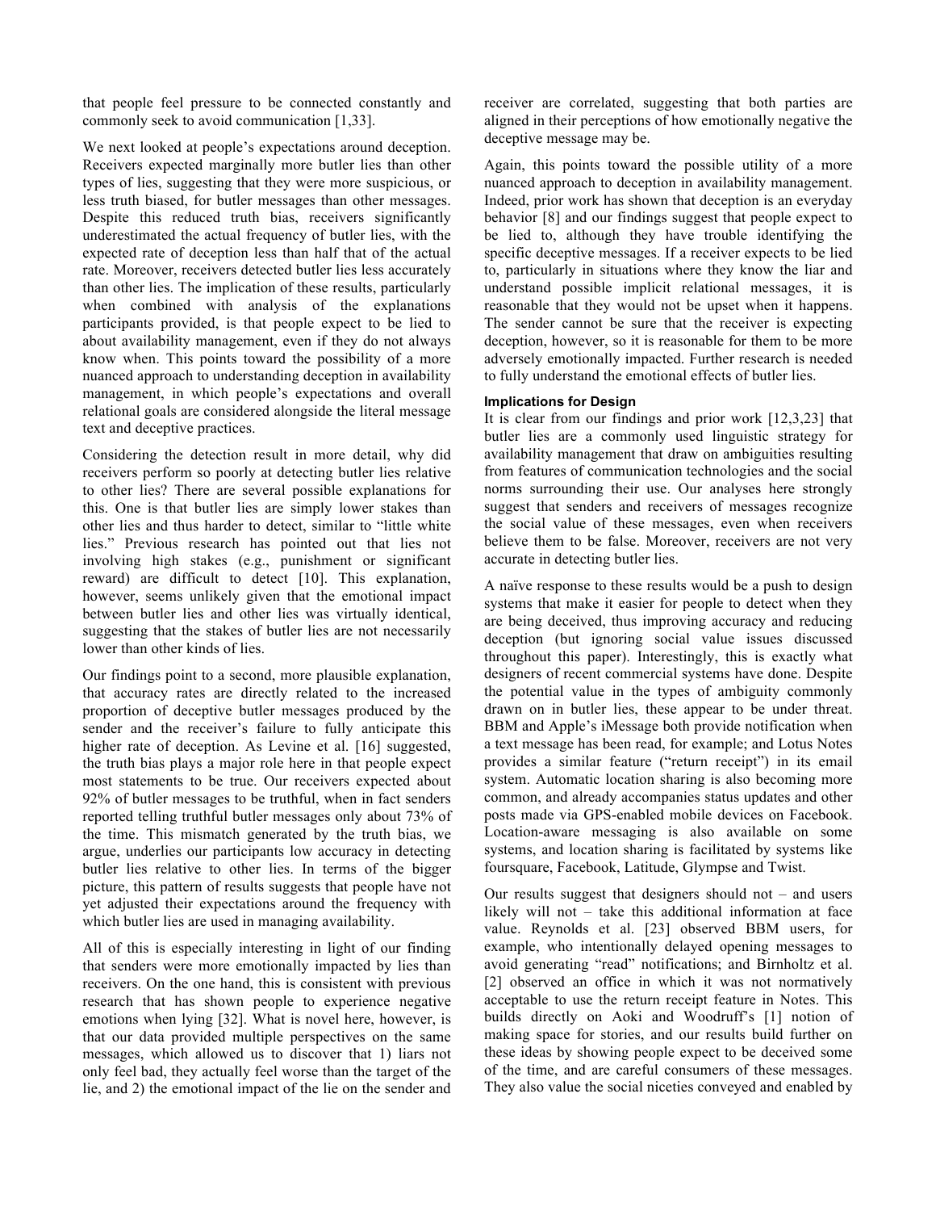that people feel pressure to be connected constantly and commonly seek to avoid communication [1,33].

We next looked at people's expectations around deception. Receivers expected marginally more butler lies than other types of lies, suggesting that they were more suspicious, or less truth biased, for butler messages than other messages. Despite this reduced truth bias, receivers significantly underestimated the actual frequency of butler lies, with the expected rate of deception less than half that of the actual rate. Moreover, receivers detected butler lies less accurately than other lies. The implication of these results, particularly when combined with analysis of the explanations participants provided, is that people expect to be lied to about availability management, even if they do not always know when. This points toward the possibility of a more nuanced approach to understanding deception in availability management, in which people's expectations and overall relational goals are considered alongside the literal message text and deceptive practices.

Considering the detection result in more detail, why did receivers perform so poorly at detecting butler lies relative to other lies? There are several possible explanations for this. One is that butler lies are simply lower stakes than other lies and thus harder to detect, similar to "little white lies." Previous research has pointed out that lies not involving high stakes (e.g., punishment or significant reward) are difficult to detect [10]. This explanation, however, seems unlikely given that the emotional impact between butler lies and other lies was virtually identical, suggesting that the stakes of butler lies are not necessarily lower than other kinds of lies.

Our findings point to a second, more plausible explanation, that accuracy rates are directly related to the increased proportion of deceptive butler messages produced by the sender and the receiver's failure to fully anticipate this higher rate of deception. As Levine et al. [16] suggested, the truth bias plays a major role here in that people expect most statements to be true. Our receivers expected about 92% of butler messages to be truthful, when in fact senders reported telling truthful butler messages only about 73% of the time. This mismatch generated by the truth bias, we argue, underlies our participants low accuracy in detecting butler lies relative to other lies. In terms of the bigger picture, this pattern of results suggests that people have not yet adjusted their expectations around the frequency with which butler lies are used in managing availability.

All of this is especially interesting in light of our finding that senders were more emotionally impacted by lies than receivers. On the one hand, this is consistent with previous research that has shown people to experience negative emotions when lying [32]. What is novel here, however, is that our data provided multiple perspectives on the same messages, which allowed us to discover that 1) liars not only feel bad, they actually feel worse than the target of the lie, and 2) the emotional impact of the lie on the sender and receiver are correlated, suggesting that both parties are aligned in their perceptions of how emotionally negative the deceptive message may be.

Again, this points toward the possible utility of a more nuanced approach to deception in availability management. Indeed, prior work has shown that deception is an everyday behavior [8] and our findings suggest that people expect to be lied to, although they have trouble identifying the specific deceptive messages. If a receiver expects to be lied to, particularly in situations where they know the liar and understand possible implicit relational messages, it is reasonable that they would not be upset when it happens. The sender cannot be sure that the receiver is expecting deception, however, so it is reasonable for them to be more adversely emotionally impacted. Further research is needed to fully understand the emotional effects of butler lies.

### Implications for Design

It is clear from our findings and prior work [12,3,23] that butler lies are a commonly used linguistic strategy for availability management that draw on ambiguities resulting from features of communication technologies and the social norms surrounding their use. Our analyses here strongly suggest that senders and receivers of messages recognize the social value of these messages, even when receivers believe them to be false. Moreover, receivers are not very accurate in detecting butler lies.

A naïve response to these results would be a push to design systems that make it easier for people to detect when they are being deceived, thus improving accuracy and reducing deception (but ignoring social value issues discussed throughout this paper). Interestingly, this is exactly what designers of recent commercial systems have done. Despite the potential value in the types of ambiguity commonly drawn on in butler lies, these appear to be under threat. BBM and Apple's iMessage both provide notification when a text message has been read, for example; and Lotus Notes provides a similar feature ("return receipt") in its email system. Automatic location sharing is also becoming more common, and already accompanies status updates and other posts made via GPS-enabled mobile devices on Facebook. Location-aware messaging is also available on some systems, and location sharing is facilitated by systems like foursquare, Facebook, Latitude, Glympse and Twist.

Our results suggest that designers should not – and users likely will not – take this additional information at face value. Reynolds et al. [23] observed BBM users, for example, who intentionally delayed opening messages to avoid generating "read" notifications; and Birnholtz et al. [2] observed an office in which it was not normatively acceptable to use the return receipt feature in Notes. This builds directly on Aoki and Woodruff's [1] notion of making space for stories, and our results build further on these ideas by showing people expect to be deceived some of the time, and are careful consumers of these messages. They also value the social niceties conveyed and enabled by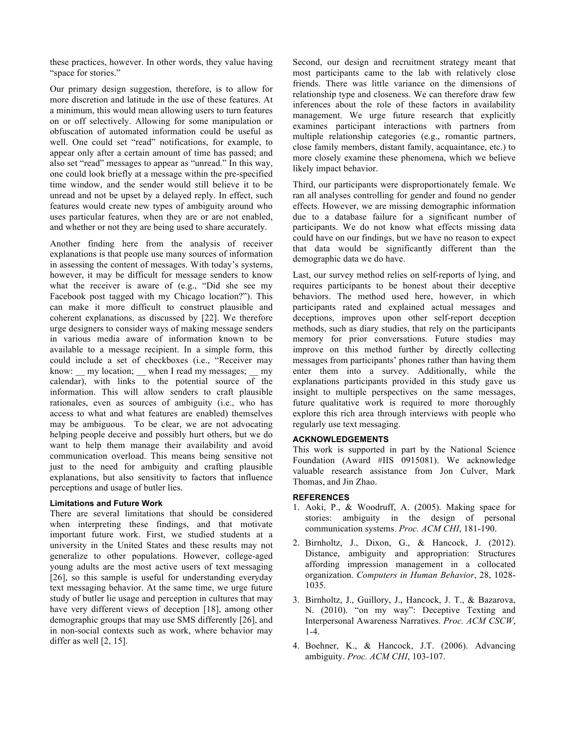these practices, however. In other words, they value having "space for stories."

Our primary design suggestion, therefore, is to allow for more discretion and latitude in the use of these features. At a minimum, this would mean allowing users to turn features on or off selectively. Allowing for some manipulation or obfuscation of automated information could be useful as well. One could set "read" notifications, for example, to appear only after a certain amount of time has passed; and also set "read" messages to appear as "unread." In this way, one could look briefly at a message within the pre-specified time window, and the sender would still believe it to be unread and not be upset by a delayed reply. In effect, such features would create new types of ambiguity around who uses particular features, when they are or are not enabled, and whether or not they are being used to share accurately.

Another finding here from the analysis of receiver explanations is that people use many sources of information in assessing the content of messages. With today's systems, however, it may be difficult for message senders to know what the receiver is aware of (e.g., "Did she see my Facebook post tagged with my Chicago location?"). This can make it more difficult to construct plausible and coherent explanations, as discussed by [22]. We therefore urge designers to consider ways of making message senders in various media aware of information known to be available to a message recipient. In a simple form, this could include a set of checkboxes (i.e., "Receiver may know: __ my location; __ when I read my messages; __ my calendar), with links to the potential source of the information. This will allow senders to craft plausible rationales, even as sources of ambiguity (i.e., who has access to what and what features are enabled) themselves may be ambiguous. To be clear, we are not advocating helping people deceive and possibly hurt others, but we do want to help them manage their availability and avoid communication overload. This means being sensitive not just to the need for ambiguity and crafting plausible explanations, but also sensitivity to factors that influence perceptions and usage of butler lies.

### Limitations and Future Work

There are several limitations that should be considered when interpreting these findings, and that motivate important future work. First, we studied students at a university in the United States and these results may not generalize to other populations. However, college-aged young adults are the most active users of text messaging [26], so this sample is useful for understanding everyday text messaging behavior. At the same time, we urge future study of butler lie usage and perception in cultures that may have very different views of deception [18], among other demographic groups that may use SMS differently [26], and in non-social contexts such as work, where behavior may differ as well [2, 15].

Second, our design and recruitment strategy meant that most participants came to the lab with relatively close friends. There was little variance on the dimensions of relationship type and closeness. We can therefore draw few inferences about the role of these factors in availability management. We urge future research that explicitly examines participant interactions with partners from multiple relationship categories (e.g., romantic partners, close family members, distant family, acquaintance, etc.) to more closely examine these phenomena, which we believe likely impact behavior.

Third, our participants were disproportionately female. We ran all analyses controlling for gender and found no gender effects. However, we are missing demographic information due to a database failure for a significant number of participants. We do not know what effects missing data could have on our findings, but we have no reason to expect that data would be significantly different than the demographic data we do have.

Last, our survey method relies on self-reports of lying, and requires participants to be honest about their deceptive behaviors. The method used here, however, in which participants rated and explained actual messages and deceptions, improves upon other self-report deception methods, such as diary studies, that rely on the participants memory for prior conversations. Future studies may improve on this method further by directly collecting messages from participants' phones rather than having them enter them into a survey. Additionally, while the explanations participants provided in this study gave us insight to multiple perspectives on the same messages, future qualitative work is required to more thoroughly explore this rich area through interviews with people who regularly use text messaging.

## ACKNOWLEDGEMENTS

This work is supported in part by the National Science Foundation (Award #IIS 0915081). We acknowledge valuable research assistance from Jon Culver, Mark Thomas, and Jin Zhao.

## REFERENCES

1. Aoki, P., & Woodruff, A. (2005). Making space for stories: ambiguity in the design of personal communication systems. *Proc. ACM CHI*, 181-190.
2. Birnholtz, J., Dixon, G., & Hancock, J. (2012). Distance, ambiguity and appropriation: Structures affording impression management in a collocated organization. *Computers in Human Behavior*, 28, 1028-1035.
3. Birnholtz, J., Guillory, J., Hancock, J. T., & Bazarova, N. (2010). "on my way": Deceptive Texting and Interpersonal Awareness Narratives. *Proc. ACM CSCW*, 1-4.
4. Boehner, K., & Hancock, J.T. (2006). Advancing ambiguity. *Proc. ACM CHI*, 103-107.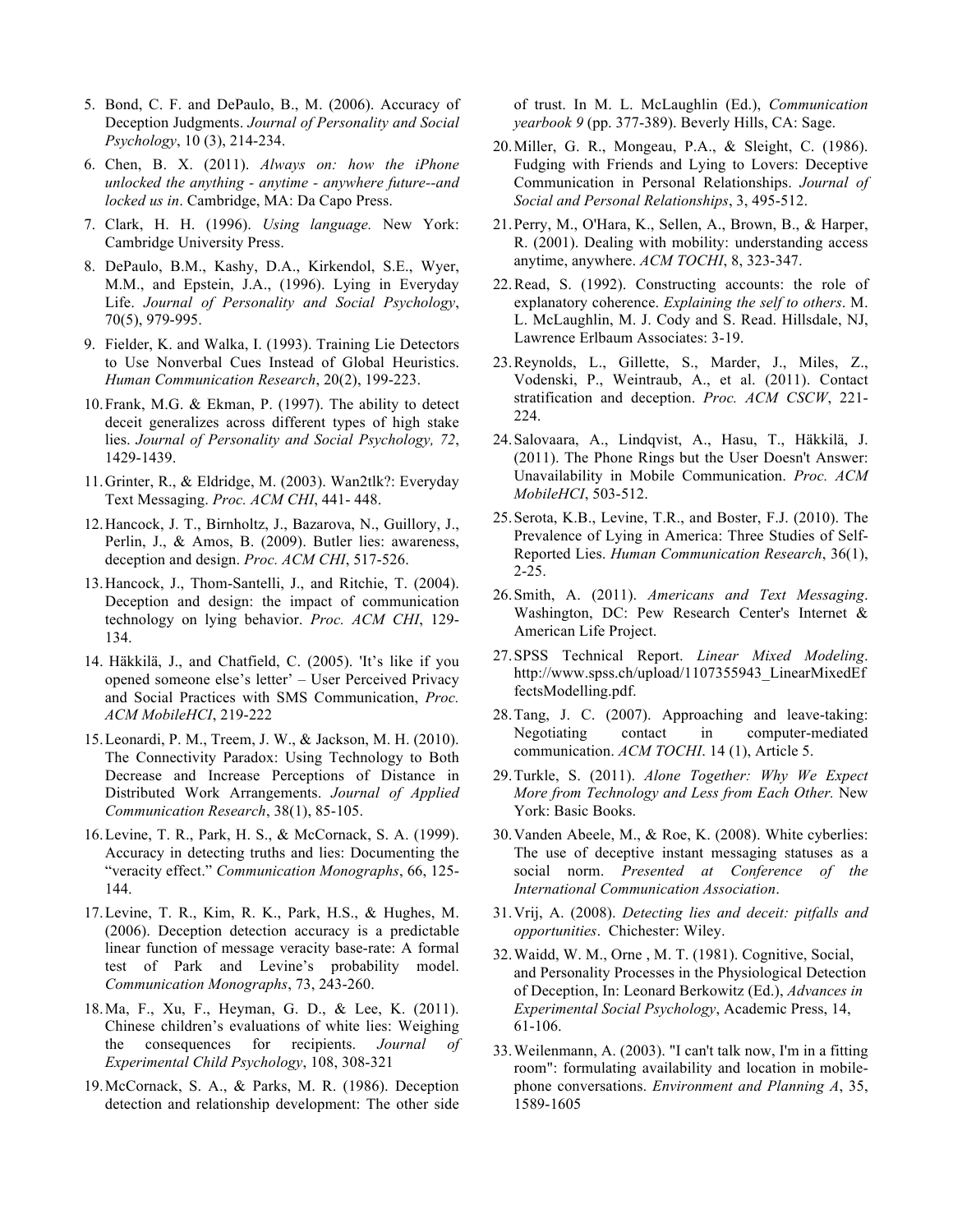5. Bond, C. F. and DePaulo, B., M. (2006). Accuracy of Deception Judgments. *Journal of Personality and Social Psychology*, 10 (3), 214-234.
6. Chen, B. X. (2011). *Always on: how the iPhone unlocked the anything - anytime - anywhere future--and locked us in*. Cambridge, MA: Da Capo Press.
7. Clark, H. H. (1996). *Using language.* New York: Cambridge University Press.
8. DePaulo, B.M., Kashy, D.A., Kirkendol, S.E., Wyer, M.M., and Epstein, J.A., (1996). Lying in Everyday Life. *Journal of Personality and Social Psychology*, 70(5), 979-995.
9. Fielder, K. and Walka, I. (1993). Training Lie Detectors to Use Nonverbal Cues Instead of Global Heuristics. *Human Communication Research*, 20(2), 199-223.
10. Frank, M.G. & Ekman, P. (1997). The ability to detect deceit generalizes across different types of high stake lies. *Journal of Personality and Social Psychology, 72*, 1429-1439.
11. Grinter, R., & Eldridge, M. (2003). Wan2tlk?: Everyday Text Messaging. *Proc. ACM CHI*, 441- 448.
12. Hancock, J. T., Birnholtz, J., Bazarova, N., Guillory, J., Perlin, J., & Amos, B. (2009). Butler lies: awareness, deception and design. *Proc. ACM CHI*, 517-526.
13. Hancock, J., Thom-Santelli, J., and Ritchie, T. (2004). Deception and design: the impact of communication technology on lying behavior. *Proc. ACM CHI*, 129-134.
14. Häkkilä, J., and Chatfield, C. (2005). 'It's like if you opened someone else's letter' – User Perceived Privacy and Social Practices with SMS Communication, *Proc. ACM MobileHCI*, 219-222
15. Leonardi, P. M., Treem, J. W., & Jackson, M. H. (2010). The Connectivity Paradox: Using Technology to Both Decrease and Increase Perceptions of Distance in Distributed Work Arrangements. *Journal of Applied Communication Research*, 38(1), 85-105.
16. Levine, T. R., Park, H. S., & McCornack, S. A. (1999). Accuracy in detecting truths and lies: Documenting the "veracity effect." *Communication Monographs*, 66, 125-144.
17. Levine, T. R., Kim, R. K., Park, H.S., & Hughes, M. (2006). Deception detection accuracy is a predictable linear function of message veracity base-rate: A formal test of Park and Levine's probability model. *Communication Monographs*, 73, 243-260.
18. Ma, F., Xu, F., Heyman, G. D., & Lee, K. (2011). Chinese children's evaluations of white lies: Weighing the consequences for recipients. *Journal of Experimental Child Psychology*, 108, 308-321
19. McCornack, S. A., & Parks, M. R. (1986). Deception detection and relationship development: The other side of trust. In M. L. McLaughlin (Ed.), *Communication yearbook 9* (pp. 377-389). Beverly Hills, CA: Sage.
20. Miller, G. R., Mongeau, P.A., & Sleight, C. (1986). Fudging with Friends and Lying to Lovers: Deceptive Communication in Personal Relationships. *Journal of Social and Personal Relationships*, 3, 495-512.
21. Perry, M., O'Hara, K., Sellen, A., Brown, B., & Harper, R. (2001). Dealing with mobility: understanding access anytime, anywhere. *ACM TOCHI*, 8, 323-347.
22. Read, S. (1992). Constructing accounts: the role of explanatory coherence. *Explaining the self to others*. M. L. McLaughlin, M. J. Cody and S. Read. Hillsdale, NJ, Lawrence Erlbaum Associates: 3-19.
23. Reynolds, L., Gillette, S., Marder, J., Miles, Z., Vodenski, P., Weintraub, A., et al. (2011). Contact stratification and deception. *Proc. ACM CSCW*, 221-224.
24. Salovaara, A., Lindqvist, A., Hasu, T., Häkkilä, J. (2011). The Phone Rings but the User Doesn't Answer: Unavailability in Mobile Communication. *Proc. ACM MobileHCI*, 503-512.
25. Serota, K.B., Levine, T.R., and Boster, F.J. (2010). The Prevalence of Lying in America: Three Studies of Self-Reported Lies. *Human Communication Research*, 36(1), 2-25.
26. Smith, A. (2011). *Americans and Text Messaging*. Washington, DC: Pew Research Center's Internet & American Life Project.
27. SPSS Technical Report. *Linear Mixed Modeling*. http://www.spss.ch/upload/1107355943_LinearMixedEffectsModelling.pdf.
28. Tang, J. C. (2007). Approaching and leave-taking: Negotiating contact in computer-mediated communication. *ACM TOCHI*. 14 (1), Article 5.
29. Turkle, S. (2011). *Alone Together: Why We Expect More from Technology and Less from Each Other.* New York: Basic Books.
30. Vanden Abeele, M., & Roe, K. (2008). White cyberlies: The use of deceptive instant messaging statuses as a social norm. *Presented at Conference of the International Communication Association*.
31. Vrij, A. (2008). *Detecting lies and deceit: pitfalls and opportunities*. Chichester: Wiley.
32. Waidd, W. M., Orne , M. T. (1981). Cognitive, Social, and Personality Processes in the Physiological Detection of Deception, In: Leonard Berkowitz (Ed.), *Advances in Experimental Social Psychology*, Academic Press, 14, 61-106.
33. Weilenmann, A. (2003). "I can't talk now, I'm in a fitting room": formulating availability and location in mobile-phone conversations. *Environment and Planning A*, 35, 1589-1605